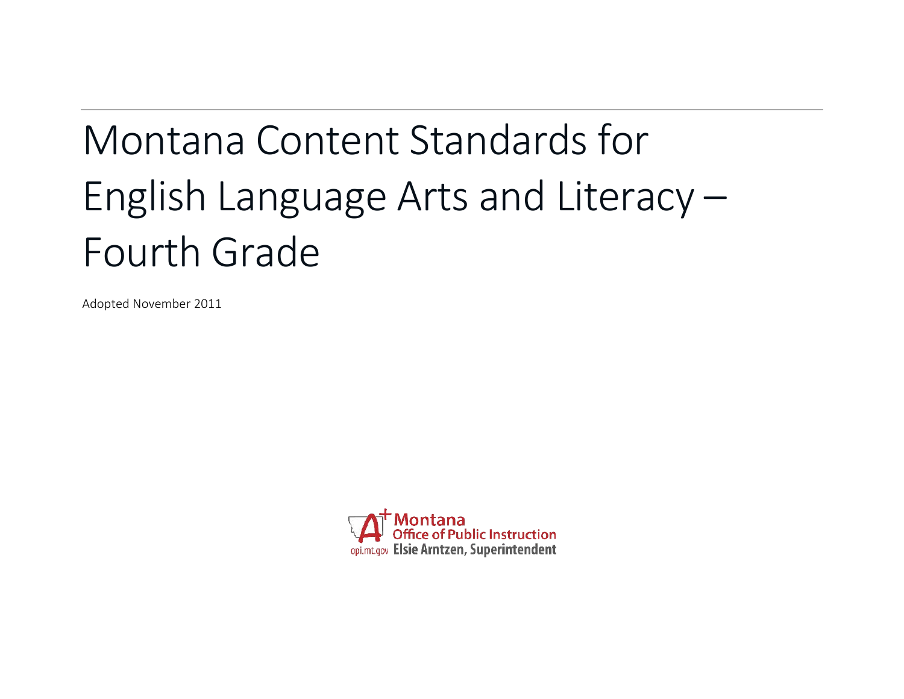# Montana Content Standards for English Language Arts and Literacy – Fourth Grade

Adopted November 2011

Montana Office of Public Instruction
opi.mt.gov Elsie Arntzen, Superintendent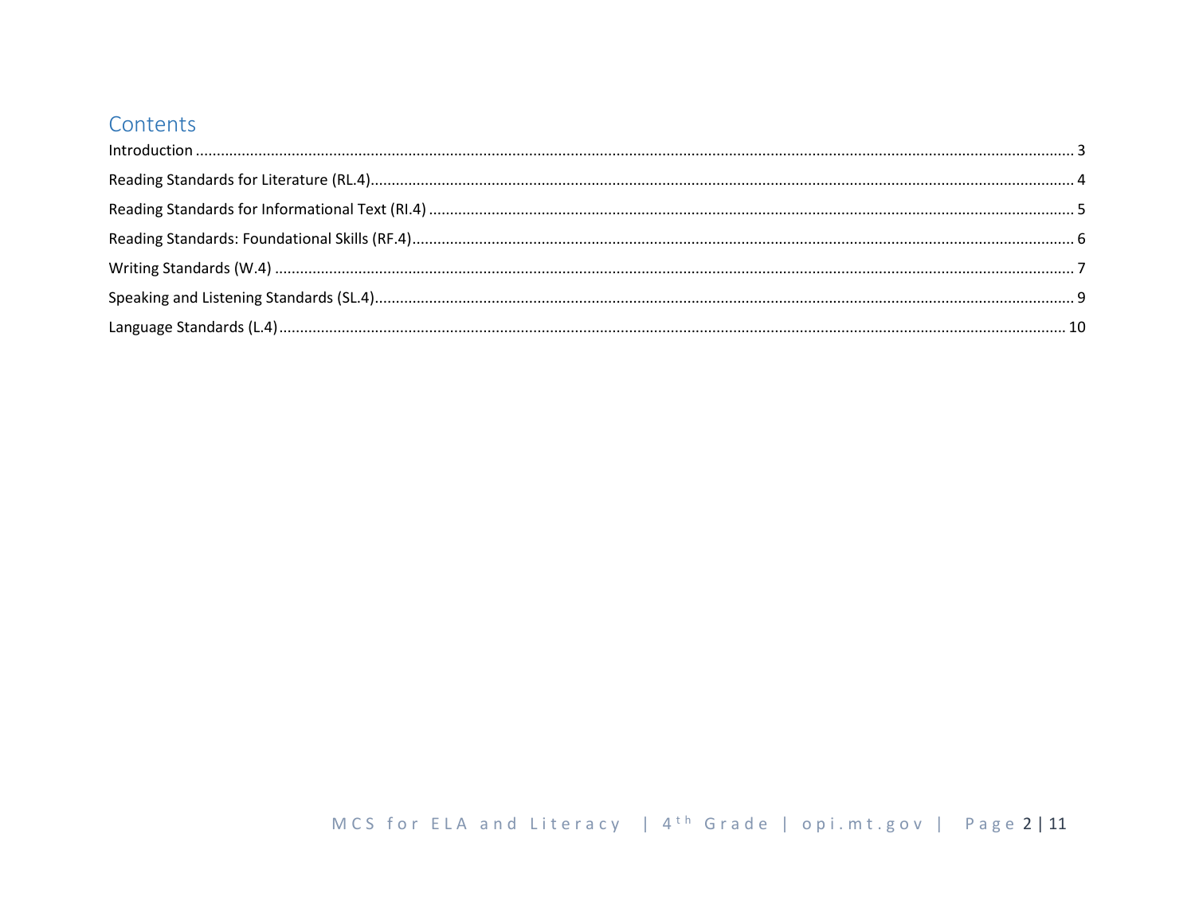# Contents

Introduction ........................................................................................................................................................................................................... 3

Reading Standards for Literature (RL.4)..................................................................................................................................................................... 4

Reading Standards for Informational Text (RI.4) ....................................................................................................................................................... 5

Reading Standards: Foundational Skills (RF.4)........................................................................................................................................................... 6

Writing Standards (W.4) ............................................................................................................................................................................................ 7

Speaking and Listening Standards (SL.4).................................................................................................................................................................... 9

Language Standards (L.4)........................................................................................................................................................................................ 10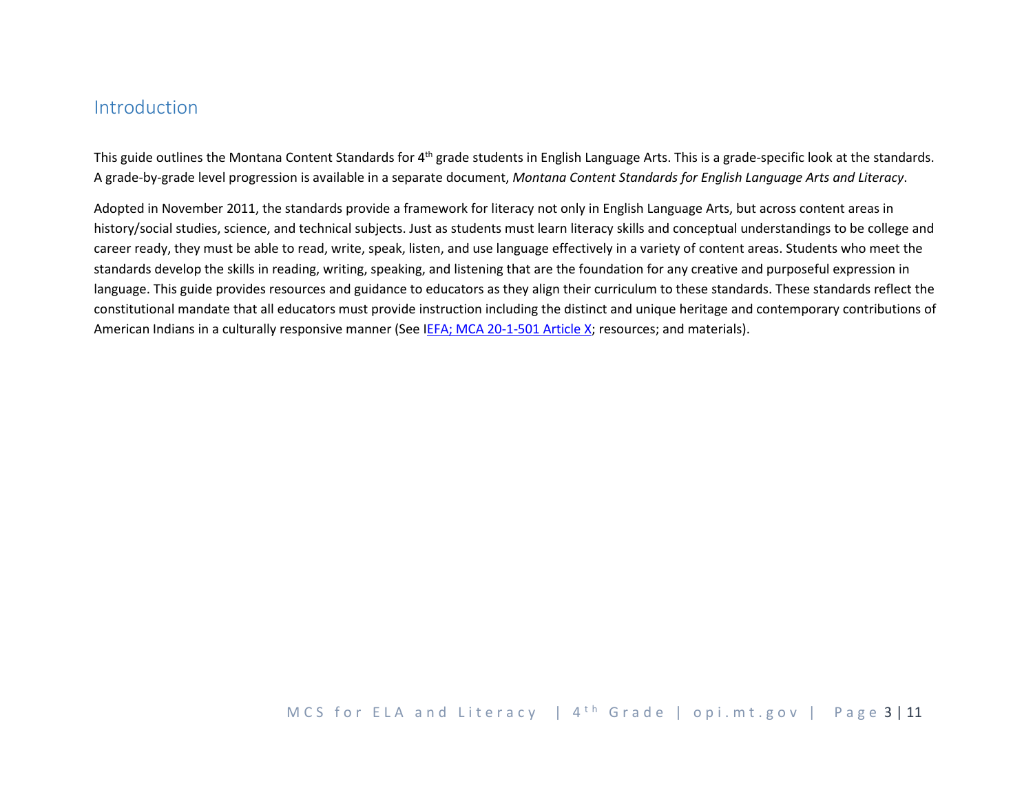## Introduction

This guide outlines the Montana Content Standards for 4th grade students in English Language Arts. This is a grade-specific look at the standards. A grade-by-grade level progression is available in a separate document, *Montana Content Standards for English Language Arts and Literacy*.

Adopted in November 2011, the standards provide a framework for literacy not only in English Language Arts, but across content areas in history/social studies, science, and technical subjects. Just as students must learn literacy skills and conceptual understandings to be college and career ready, they must be able to read, write, speak, listen, and use language effectively in a variety of content areas. Students who meet the standards develop the skills in reading, writing, speaking, and listening that are the foundation for any creative and purposeful expression in language. This guide provides resources and guidance to educators as they align their curriculum to these standards. These standards reflect the constitutional mandate that all educators must provide instruction including the distinct and unique heritage and contemporary contributions of American Indians in a culturally responsive manner (See IEFA; MCA 20-1-501 Article X; resources; and materials).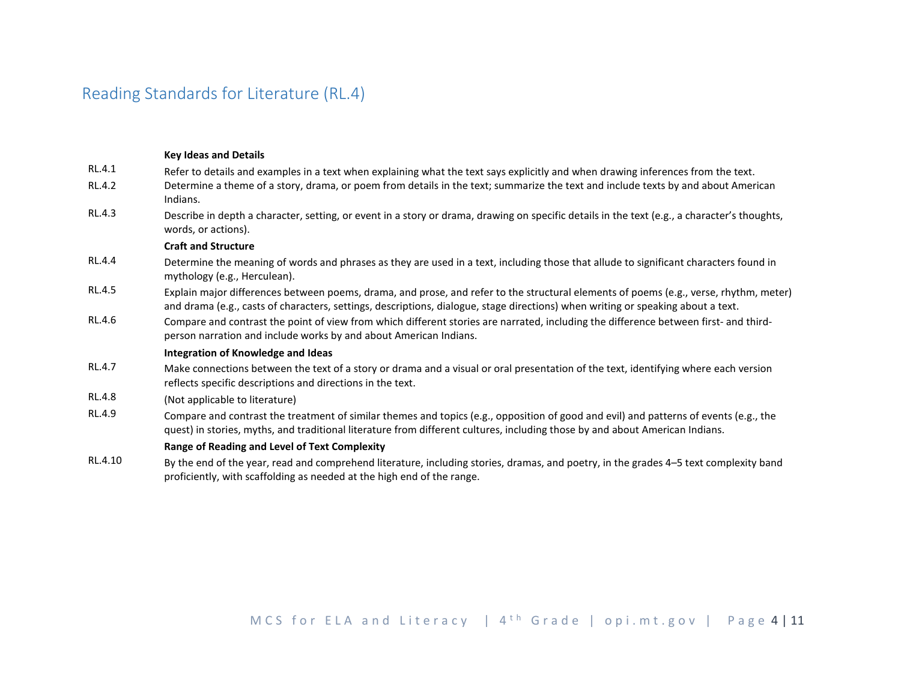## Reading Standards for Literature (RL.4)

**Key Ideas and Details**

RL.4.1 Refer to details and examples in a text when explaining what the text says explicitly and when drawing inferences from the text.

RL.4.2 Determine a theme of a story, drama, or poem from details in the text; summarize the text and include texts by and about American Indians.

RL.4.3 Describe in depth a character, setting, or event in a story or drama, drawing on specific details in the text (e.g., a character's thoughts, words, or actions).

**Craft and Structure**

RL.4.4 Determine the meaning of words and phrases as they are used in a text, including those that allude to significant characters found in mythology (e.g., Herculean).

RL.4.5 Explain major differences between poems, drama, and prose, and refer to the structural elements of poems (e.g., verse, rhythm, meter) and drama (e.g., casts of characters, settings, descriptions, dialogue, stage directions) when writing or speaking about a text.

RL.4.6 Compare and contrast the point of view from which different stories are narrated, including the difference between first- and third-person narration and include works by and about American Indians.

**Integration of Knowledge and Ideas**

RL.4.7 Make connections between the text of a story or drama and a visual or oral presentation of the text, identifying where each version reflects specific descriptions and directions in the text.

RL.4.8 (Not applicable to literature)

RL.4.9 Compare and contrast the treatment of similar themes and topics (e.g., opposition of good and evil) and patterns of events (e.g., the quest) in stories, myths, and traditional literature from different cultures, including those by and about American Indians.

**Range of Reading and Level of Text Complexity**

RL.4.10 By the end of the year, read and comprehend literature, including stories, dramas, and poetry, in the grades 4–5 text complexity band proficiently, with scaffolding as needed at the high end of the range.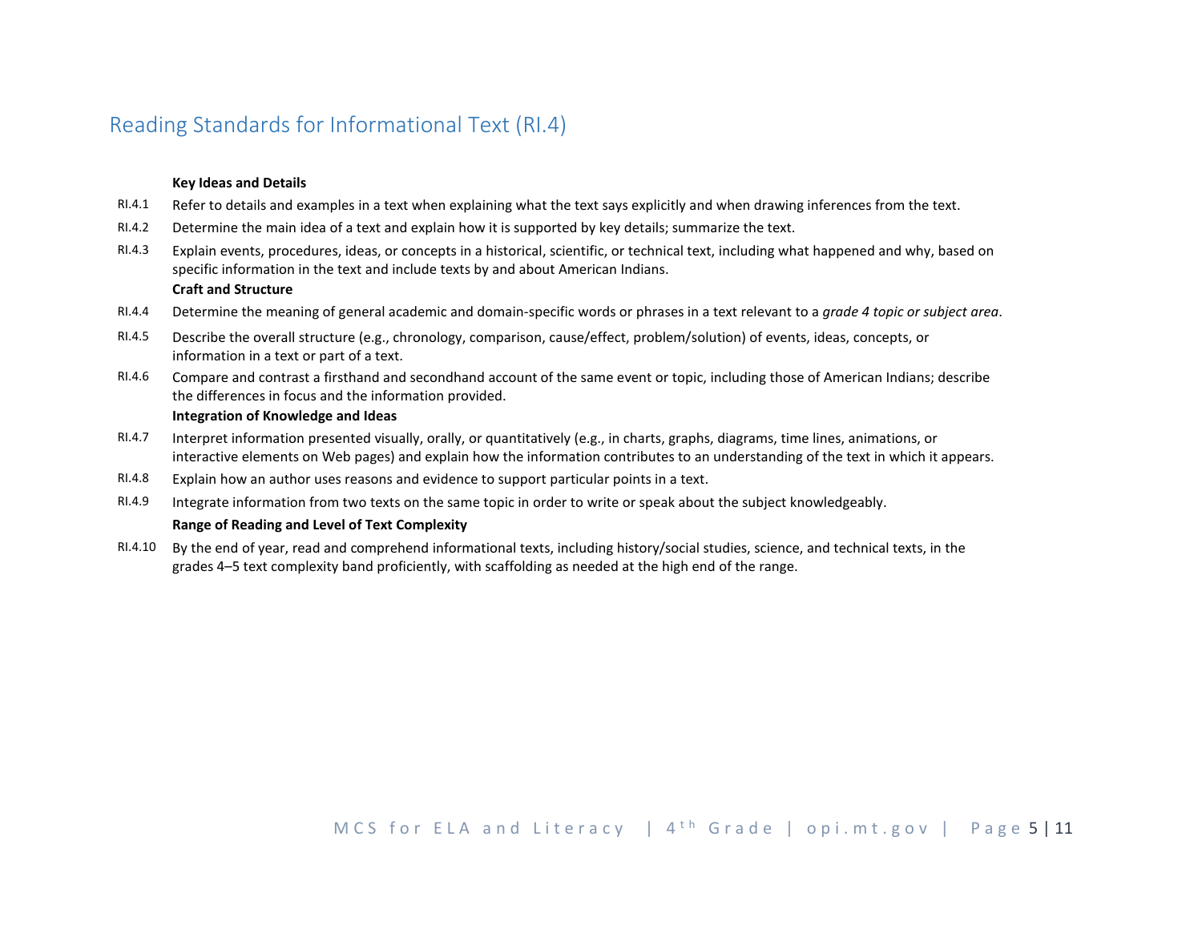## Reading Standards for Informational Text (RI.4)

**Key Ideas and Details**

RI.4.1 Refer to details and examples in a text when explaining what the text says explicitly and when drawing inferences from the text.

RI.4.2 Determine the main idea of a text and explain how it is supported by key details; summarize the text.

RI.4.3 Explain events, procedures, ideas, or concepts in a historical, scientific, or technical text, including what happened and why, based on specific information in the text and include texts by and about American Indians.

**Craft and Structure**

RI.4.4 Determine the meaning of general academic and domain-specific words or phrases in a text relevant to a *grade 4 topic or subject area*.

RI.4.5 Describe the overall structure (e.g., chronology, comparison, cause/effect, problem/solution) of events, ideas, concepts, or information in a text or part of a text.

RI.4.6 Compare and contrast a firsthand and secondhand account of the same event or topic, including those of American Indians; describe the differences in focus and the information provided.

**Integration of Knowledge and Ideas**

RI.4.7 Interpret information presented visually, orally, or quantitatively (e.g., in charts, graphs, diagrams, time lines, animations, or interactive elements on Web pages) and explain how the information contributes to an understanding of the text in which it appears.

RI.4.8 Explain how an author uses reasons and evidence to support particular points in a text.

RI.4.9 Integrate information from two texts on the same topic in order to write or speak about the subject knowledgeably.

**Range of Reading and Level of Text Complexity**

RI.4.10 By the end of year, read and comprehend informational texts, including history/social studies, science, and technical texts, in the grades 4–5 text complexity band proficiently, with scaffolding as needed at the high end of the range.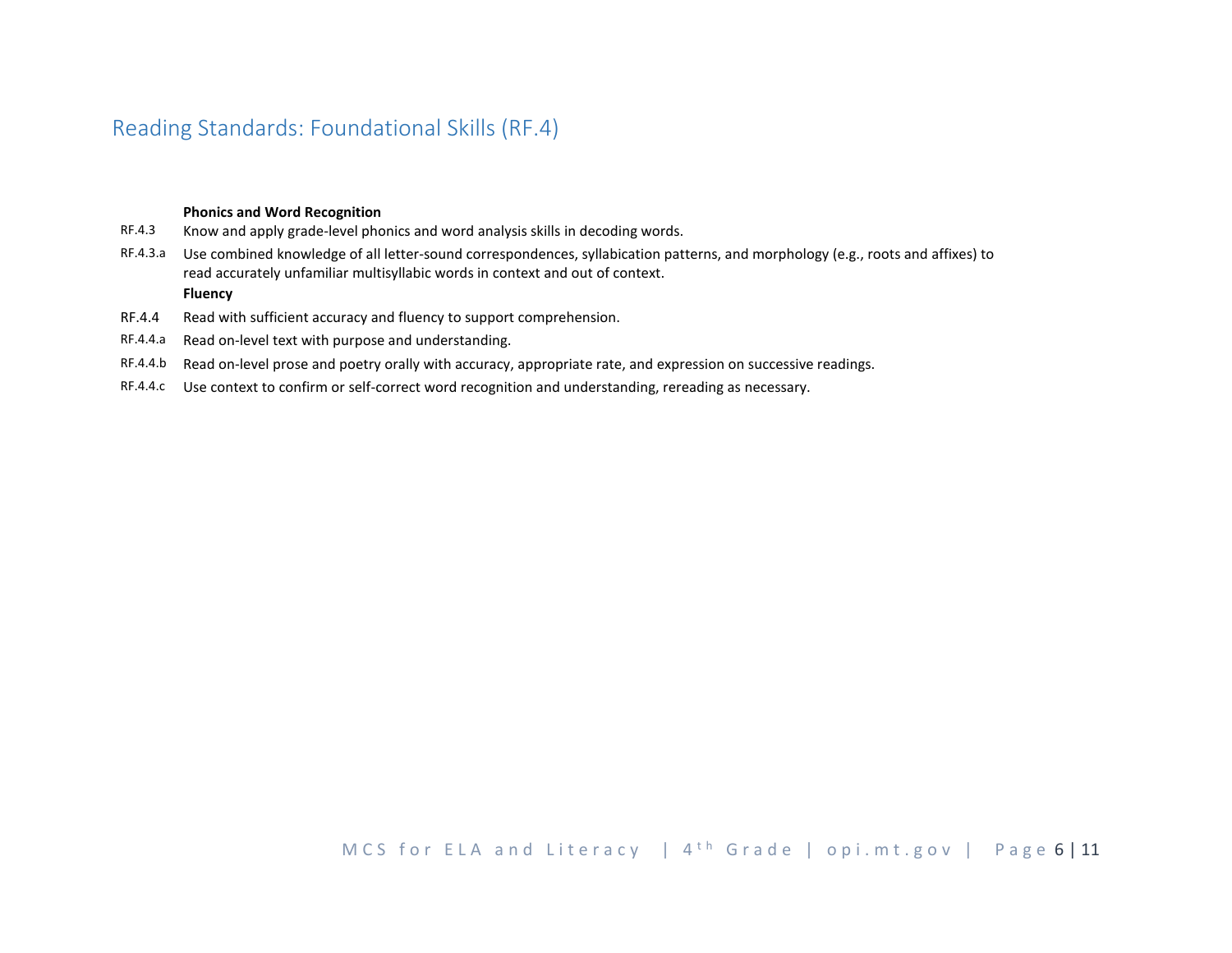## Reading Standards: Foundational Skills (RF.4)

**Phonics and Word Recognition**

RF.4.3 Know and apply grade-level phonics and word analysis skills in decoding words.

RF.4.3.a Use combined knowledge of all letter-sound correspondences, syllabication patterns, and morphology (e.g., roots and affixes) to read accurately unfamiliar multisyllabic words in context and out of context.

**Fluency**

RF.4.4 Read with sufficient accuracy and fluency to support comprehension.

RF.4.4.a Read on-level text with purpose and understanding.

RF.4.4.b Read on-level prose and poetry orally with accuracy, appropriate rate, and expression on successive readings.

RF.4.4.c Use context to confirm or self-correct word recognition and understanding, rereading as necessary.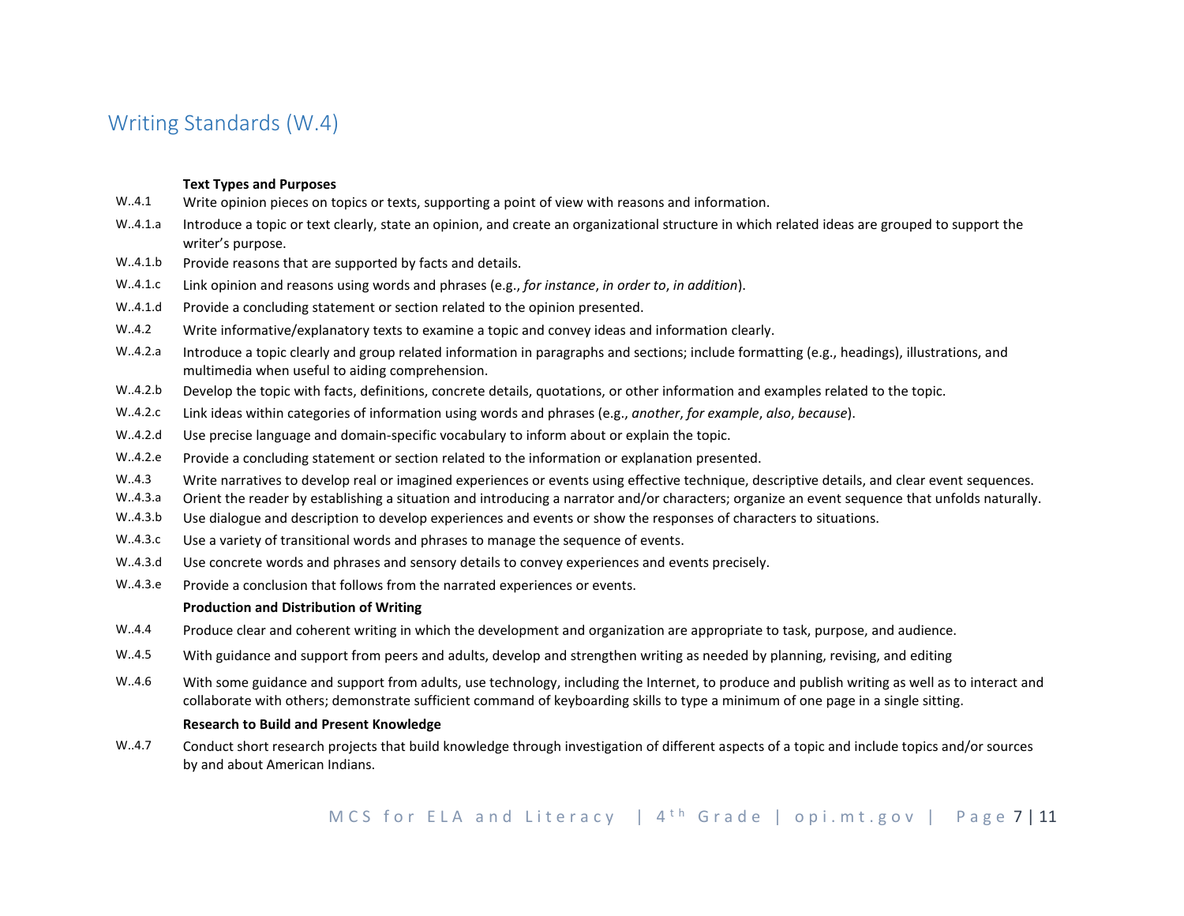## Writing Standards (W.4)

**Text Types and Purposes**

W..4.1 Write opinion pieces on topics or texts, supporting a point of view with reasons and information.

W..4.1.a Introduce a topic or text clearly, state an opinion, and create an organizational structure in which related ideas are grouped to support the writer's purpose.

W..4.1.b Provide reasons that are supported by facts and details.

W..4.1.c Link opinion and reasons using words and phrases (e.g., *for instance*, *in order to*, *in addition*).

W..4.1.d Provide a concluding statement or section related to the opinion presented.

W..4.2 Write informative/explanatory texts to examine a topic and convey ideas and information clearly.

W..4.2.a Introduce a topic clearly and group related information in paragraphs and sections; include formatting (e.g., headings), illustrations, and multimedia when useful to aiding comprehension.

W..4.2.b Develop the topic with facts, definitions, concrete details, quotations, or other information and examples related to the topic.

W..4.2.c Link ideas within categories of information using words and phrases (e.g., *another*, *for example*, *also*, *because*).

W..4.2.d Use precise language and domain-specific vocabulary to inform about or explain the topic.

W..4.2.e Provide a concluding statement or section related to the information or explanation presented.

W..4.3 Write narratives to develop real or imagined experiences or events using effective technique, descriptive details, and clear event sequences.

W..4.3.a Orient the reader by establishing a situation and introducing a narrator and/or characters; organize an event sequence that unfolds naturally.

W..4.3.b Use dialogue and description to develop experiences and events or show the responses of characters to situations.

W..4.3.c Use a variety of transitional words and phrases to manage the sequence of events.

W..4.3.d Use concrete words and phrases and sensory details to convey experiences and events precisely.

W..4.3.e Provide a conclusion that follows from the narrated experiences or events.

**Production and Distribution of Writing**

W..4.4 Produce clear and coherent writing in which the development and organization are appropriate to task, purpose, and audience.

W..4.5 With guidance and support from peers and adults, develop and strengthen writing as needed by planning, revising, and editing

W..4.6 With some guidance and support from adults, use technology, including the Internet, to produce and publish writing as well as to interact and collaborate with others; demonstrate sufficient command of keyboarding skills to type a minimum of one page in a single sitting.

**Research to Build and Present Knowledge**

W..4.7 Conduct short research projects that build knowledge through investigation of different aspects of a topic and include topics and/or sources by and about American Indians.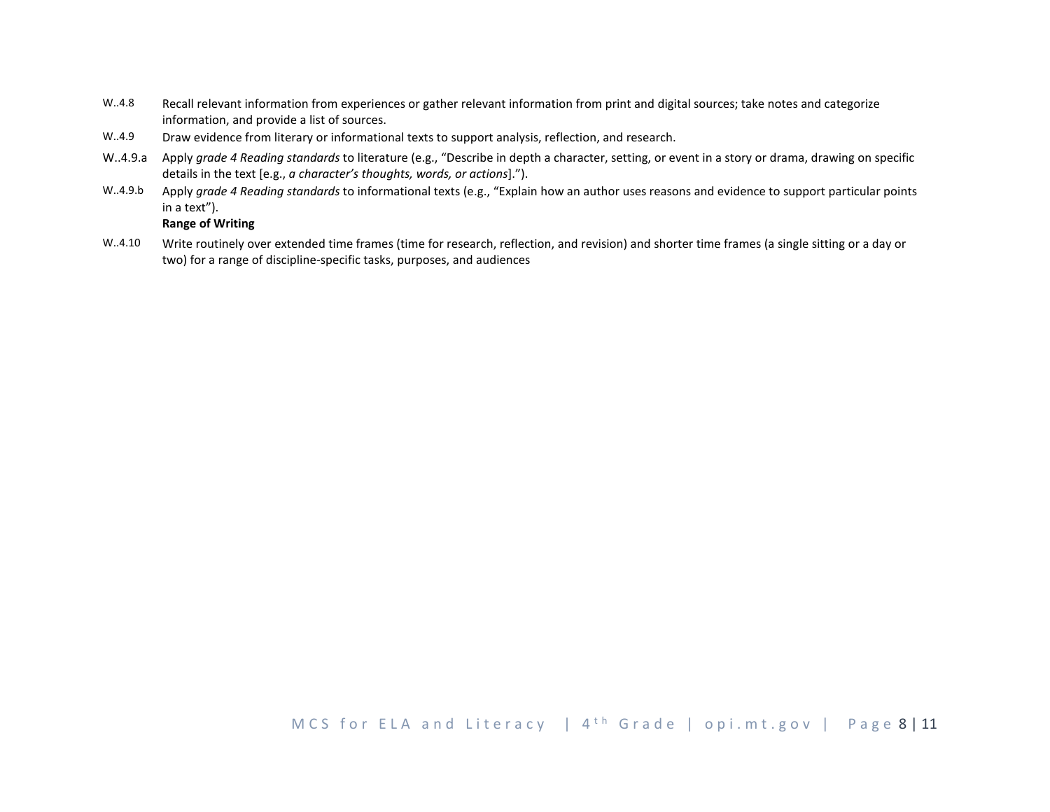W..4.8 Recall relevant information from experiences or gather relevant information from print and digital sources; take notes and categorize information, and provide a list of sources.

W..4.9 Draw evidence from literary or informational texts to support analysis, reflection, and research.

W..4.9.a Apply *grade 4 Reading standards* to literature (e.g., "Describe in depth a character, setting, or event in a story or drama, drawing on specific details in the text [e.g., *a character's thoughts, words, or actions*].").

W..4.9.b Apply *grade 4 Reading standards* to informational texts (e.g., "Explain how an author uses reasons and evidence to support particular points in a text").

**Range of Writing**

W..4.10 Write routinely over extended time frames (time for research, reflection, and revision) and shorter time frames (a single sitting or a day or two) for a range of discipline-specific tasks, purposes, and audiences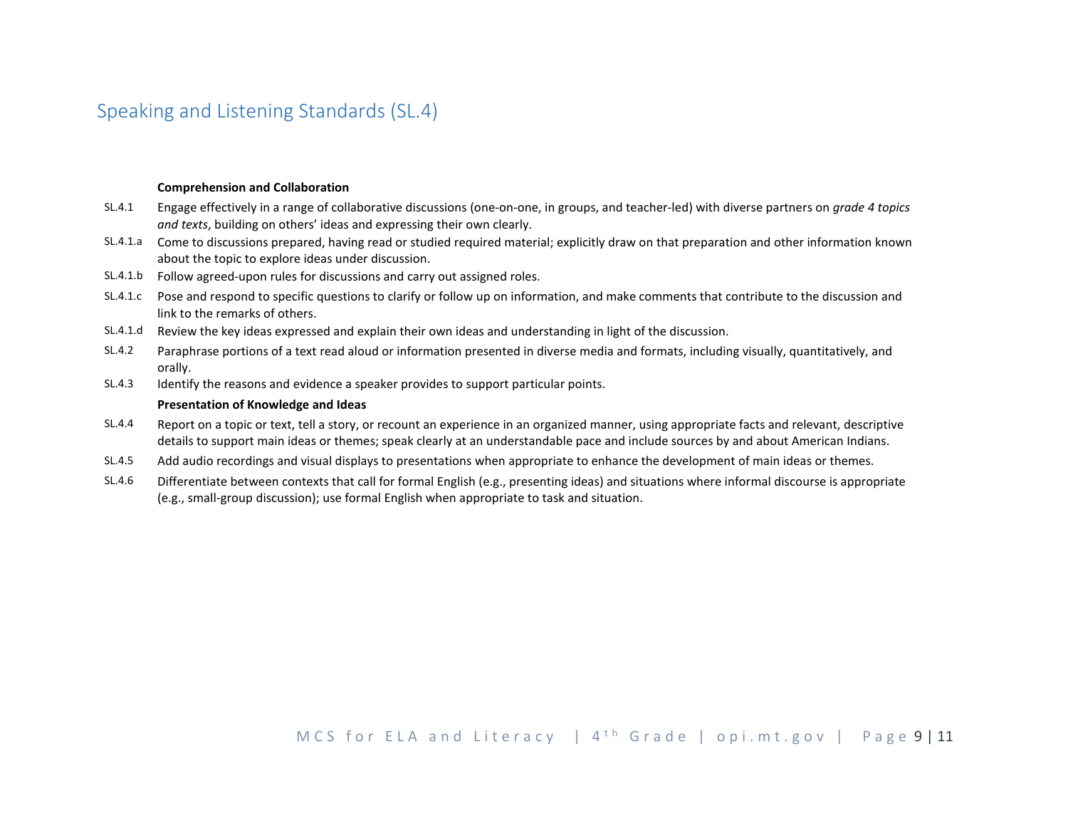## Speaking and Listening Standards (SL.4)

**Comprehension and Collaboration**

SL.4.1 Engage effectively in a range of collaborative discussions (one-on-one, in groups, and teacher-led) with diverse partners on *grade 4 topics and texts*, building on others' ideas and expressing their own clearly.

SL.4.1.a Come to discussions prepared, having read or studied required material; explicitly draw on that preparation and other information known about the topic to explore ideas under discussion.

SL.4.1.b Follow agreed-upon rules for discussions and carry out assigned roles.

SL.4.1.c Pose and respond to specific questions to clarify or follow up on information, and make comments that contribute to the discussion and link to the remarks of others.

SL.4.1.d Review the key ideas expressed and explain their own ideas and understanding in light of the discussion.

SL.4.2 Paraphrase portions of a text read aloud or information presented in diverse media and formats, including visually, quantitatively, and orally.

SL.4.3 Identify the reasons and evidence a speaker provides to support particular points.

**Presentation of Knowledge and Ideas**

SL.4.4 Report on a topic or text, tell a story, or recount an experience in an organized manner, using appropriate facts and relevant, descriptive details to support main ideas or themes; speak clearly at an understandable pace and include sources by and about American Indians.

SL.4.5 Add audio recordings and visual displays to presentations when appropriate to enhance the development of main ideas or themes.

SL.4.6 Differentiate between contexts that call for formal English (e.g., presenting ideas) and situations where informal discourse is appropriate (e.g., small-group discussion); use formal English when appropriate to task and situation.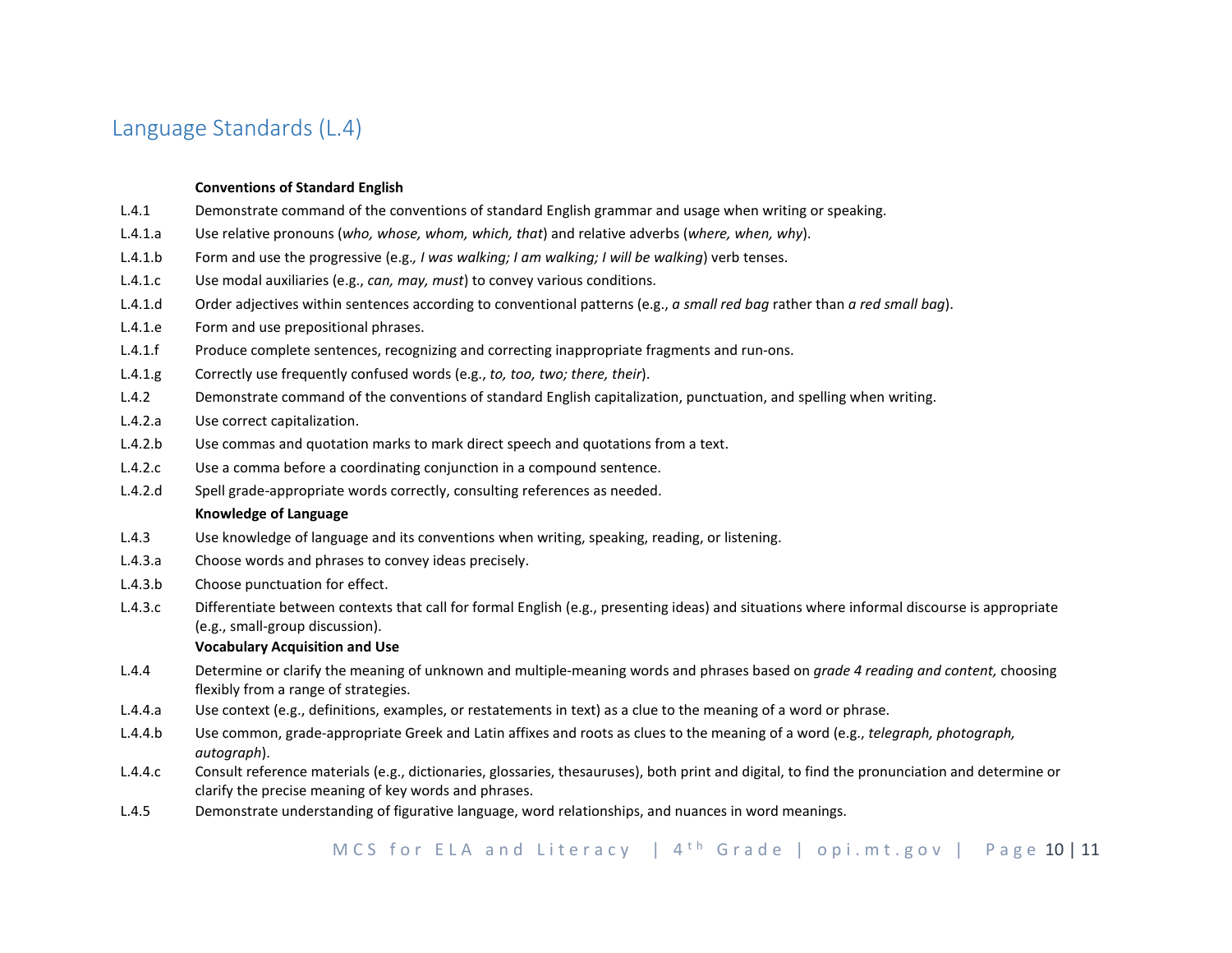## Language Standards (L.4)

| | |
|---|---|
| | **Conventions of Standard English** |
| L.4.1 | Demonstrate command of the conventions of standard English grammar and usage when writing or speaking. |
| L.4.1.a | Use relative pronouns (*who, whose, whom, which, that*) and relative adverbs (*where, when, why*). |
| L.4.1.b | Form and use the progressive (e.g., *I was walking; I am walking; I will be walking*) verb tenses. |
| L.4.1.c | Use modal auxiliaries (e.g., *can, may, must*) to convey various conditions. |
| L.4.1.d | Order adjectives within sentences according to conventional patterns (e.g., *a small red bag* rather than *a red small bag*). |
| L.4.1.e | Form and use prepositional phrases. |
| L.4.1.f | Produce complete sentences, recognizing and correcting inappropriate fragments and run-ons. |
| L.4.1.g | Correctly use frequently confused words (e.g., *to, too, two; there, their*). |
| L.4.2 | Demonstrate command of the conventions of standard English capitalization, punctuation, and spelling when writing. |
| L.4.2.a | Use correct capitalization. |
| L.4.2.b | Use commas and quotation marks to mark direct speech and quotations from a text. |
| L.4.2.c | Use a comma before a coordinating conjunction in a compound sentence. |
| L.4.2.d | Spell grade-appropriate words correctly, consulting references as needed. |
| | **Knowledge of Language** |
| L.4.3 | Use knowledge of language and its conventions when writing, speaking, reading, or listening. |
| L.4.3.a | Choose words and phrases to convey ideas precisely. |
| L.4.3.b | Choose punctuation for effect. |
| L.4.3.c | Differentiate between contexts that call for formal English (e.g., presenting ideas) and situations where informal discourse is appropriate (e.g., small-group discussion). |
| | **Vocabulary Acquisition and Use** |
| L.4.4 | Determine or clarify the meaning of unknown and multiple-meaning words and phrases based on *grade 4 reading and content,* choosing flexibly from a range of strategies. |
| L.4.4.a | Use context (e.g., definitions, examples, or restatements in text) as a clue to the meaning of a word or phrase. |
| L.4.4.b | Use common, grade-appropriate Greek and Latin affixes and roots as clues to the meaning of a word (e.g., *telegraph, photograph, autograph*). |
| L.4.4.c | Consult reference materials (e.g., dictionaries, glossaries, thesauruses), both print and digital, to find the pronunciation and determine or clarify the precise meaning of key words and phrases. |
| L.4.5 | Demonstrate understanding of figurative language, word relationships, and nuances in word meanings. |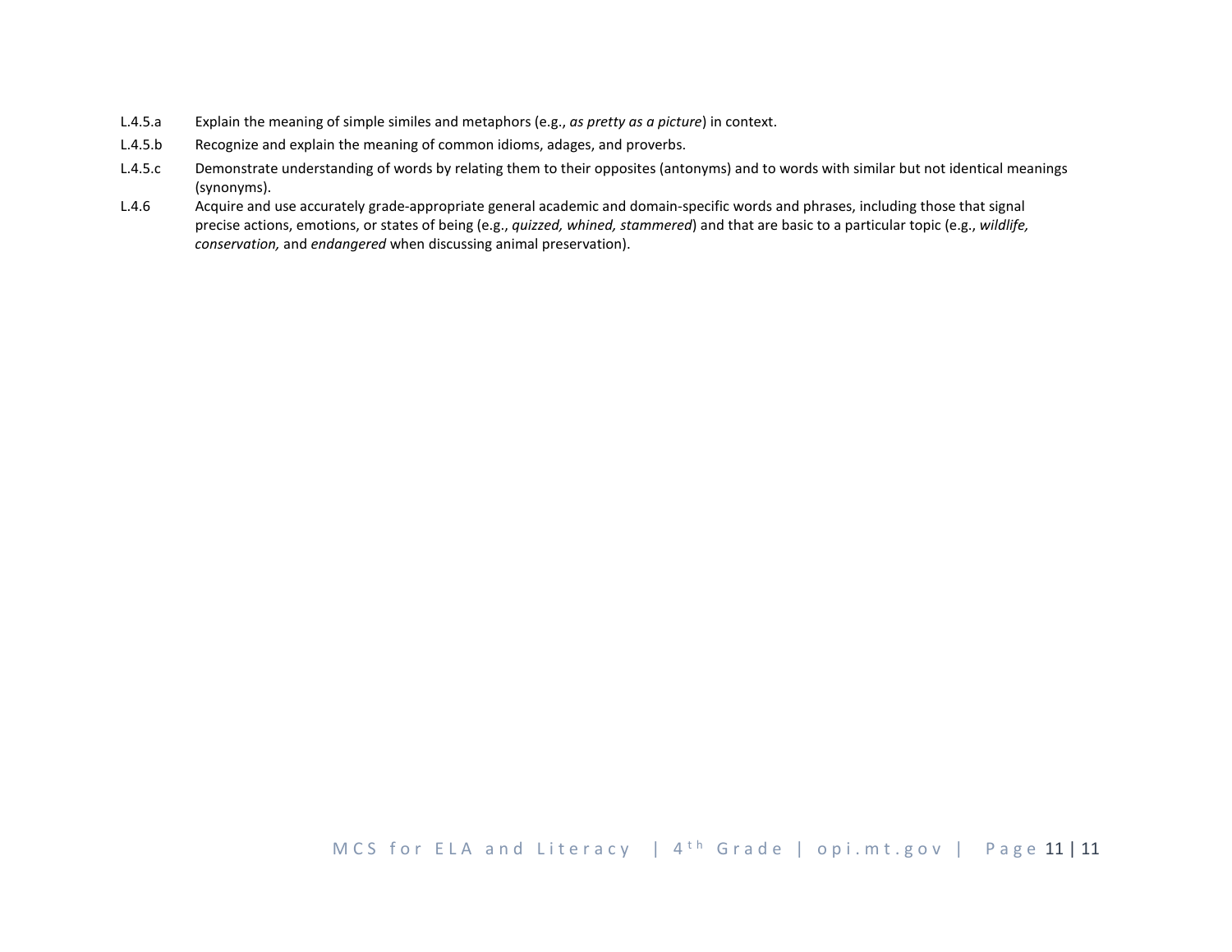L.4.5.a Explain the meaning of simple similes and metaphors (e.g., *as pretty as a picture*) in context.

L.4.5.b Recognize and explain the meaning of common idioms, adages, and proverbs.

L.4.5.c Demonstrate understanding of words by relating them to their opposites (antonyms) and to words with similar but not identical meanings (synonyms).

L.4.6 Acquire and use accurately grade-appropriate general academic and domain-specific words and phrases, including those that signal precise actions, emotions, or states of being (e.g., *quizzed, whined, stammered*) and that are basic to a particular topic (e.g., *wildlife, conservation,* and *endangered* when discussing animal preservation).